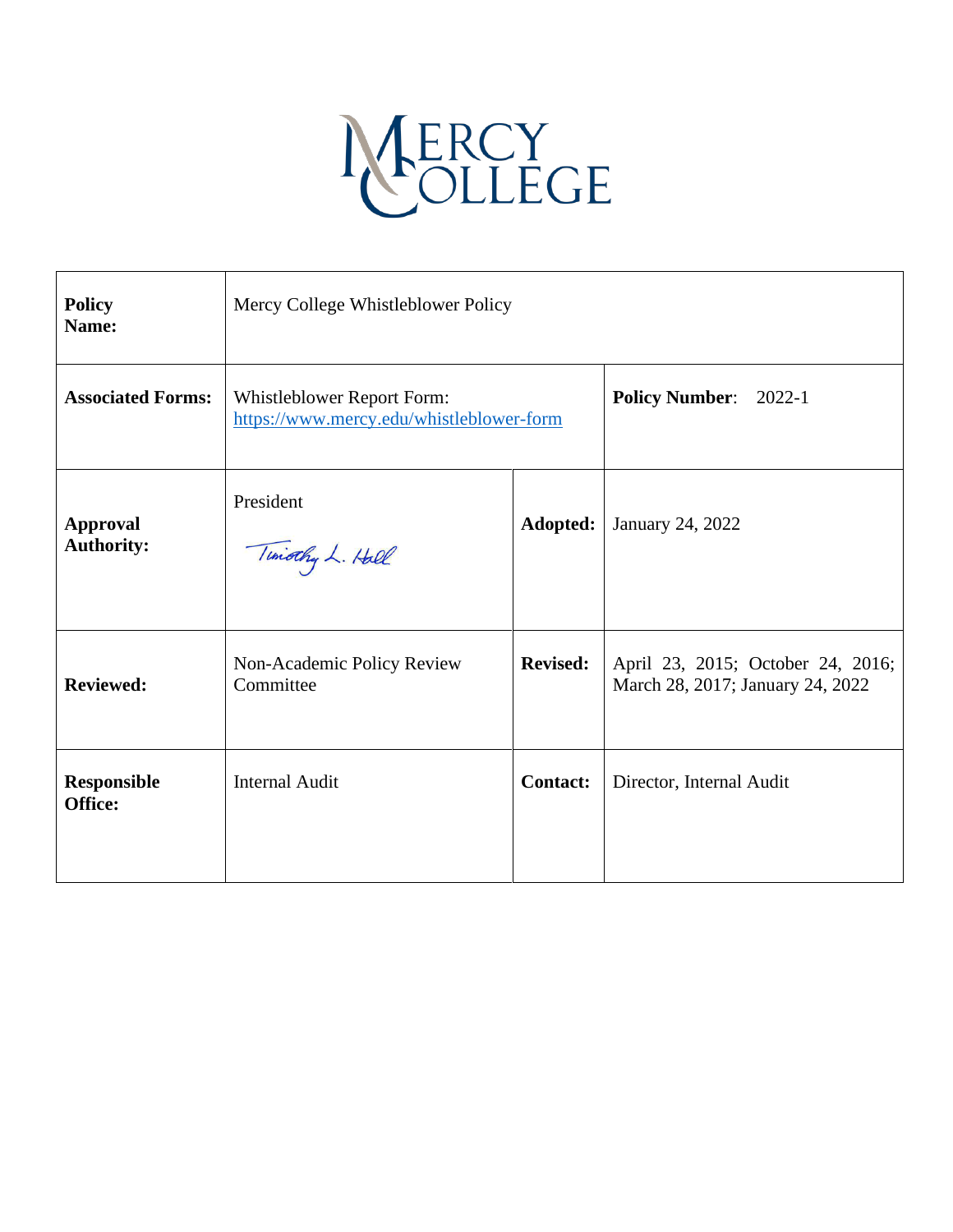# MERCY COLLEGE

| Policy Name: | Mercy College Whistleblower Policy | | |
|---|---|---|---|
| **Associated Forms:** | Whistleblower Report Form: https://www.mercy.edu/whistleblower-form | | **Policy Number**: 2022-1 |
| **Approval Authority:** | President<br>Timothy L. Hall | **Adopted:** | January 24, 2022 |
| **Reviewed:** | Non-Academic Policy Review Committee | **Revised:** | April 23, 2015; October 24, 2016; March 28, 2017; January 24, 2022 |
| **Responsible Office:** | Internal Audit | **Contact:** | Director, Internal Audit |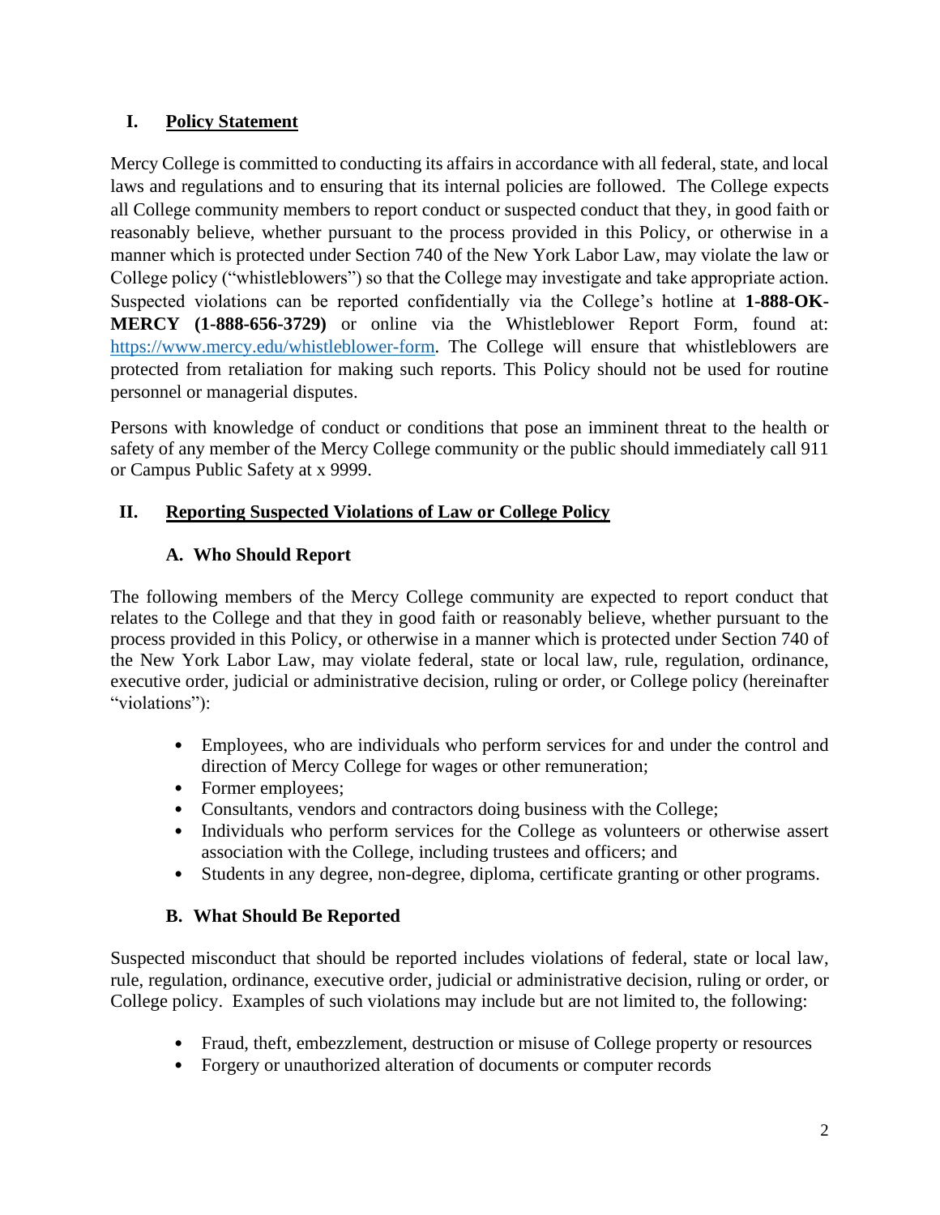## I. Policy Statement

Mercy College is committed to conducting its affairs in accordance with all federal, state, and local laws and regulations and to ensuring that its internal policies are followed. The College expects all College community members to report conduct or suspected conduct that they, in good faith or reasonably believe, whether pursuant to the process provided in this Policy, or otherwise in a manner which is protected under Section 740 of the New York Labor Law, may violate the law or College policy ("whistleblowers") so that the College may investigate and take appropriate action. Suspected violations can be reported confidentially via the College's hotline at **1-888-OK-MERCY (1-888-656-3729)** or online via the Whistleblower Report Form, found at: [https://www.mercy.edu/whistleblower-form](https://www.mercy.edu/whistleblower-form). The College will ensure that whistleblowers are protected from retaliation for making such reports. This Policy should not be used for routine personnel or managerial disputes.

Persons with knowledge of conduct or conditions that pose an imminent threat to the health or safety of any member of the Mercy College community or the public should immediately call 911 or Campus Public Safety at x 9999.

## II. Reporting Suspected Violations of Law or College Policy

### A. Who Should Report

The following members of the Mercy College community are expected to report conduct that relates to the College and that they in good faith or reasonably believe, whether pursuant to the process provided in this Policy, or otherwise in a manner which is protected under Section 740 of the New York Labor Law, may violate federal, state or local law, rule, regulation, ordinance, executive order, judicial or administrative decision, ruling or order, or College policy (hereinafter "violations"):

- Employees, who are individuals who perform services for and under the control and direction of Mercy College for wages or other remuneration;
- Former employees;
- Consultants, vendors and contractors doing business with the College;
- Individuals who perform services for the College as volunteers or otherwise assert association with the College, including trustees and officers; and
- Students in any degree, non-degree, diploma, certificate granting or other programs.

### B. What Should Be Reported

Suspected misconduct that should be reported includes violations of federal, state or local law, rule, regulation, ordinance, executive order, judicial or administrative decision, ruling or order, or College policy. Examples of such violations may include but are not limited to, the following:

- Fraud, theft, embezzlement, destruction or misuse of College property or resources
- Forgery or unauthorized alteration of documents or computer records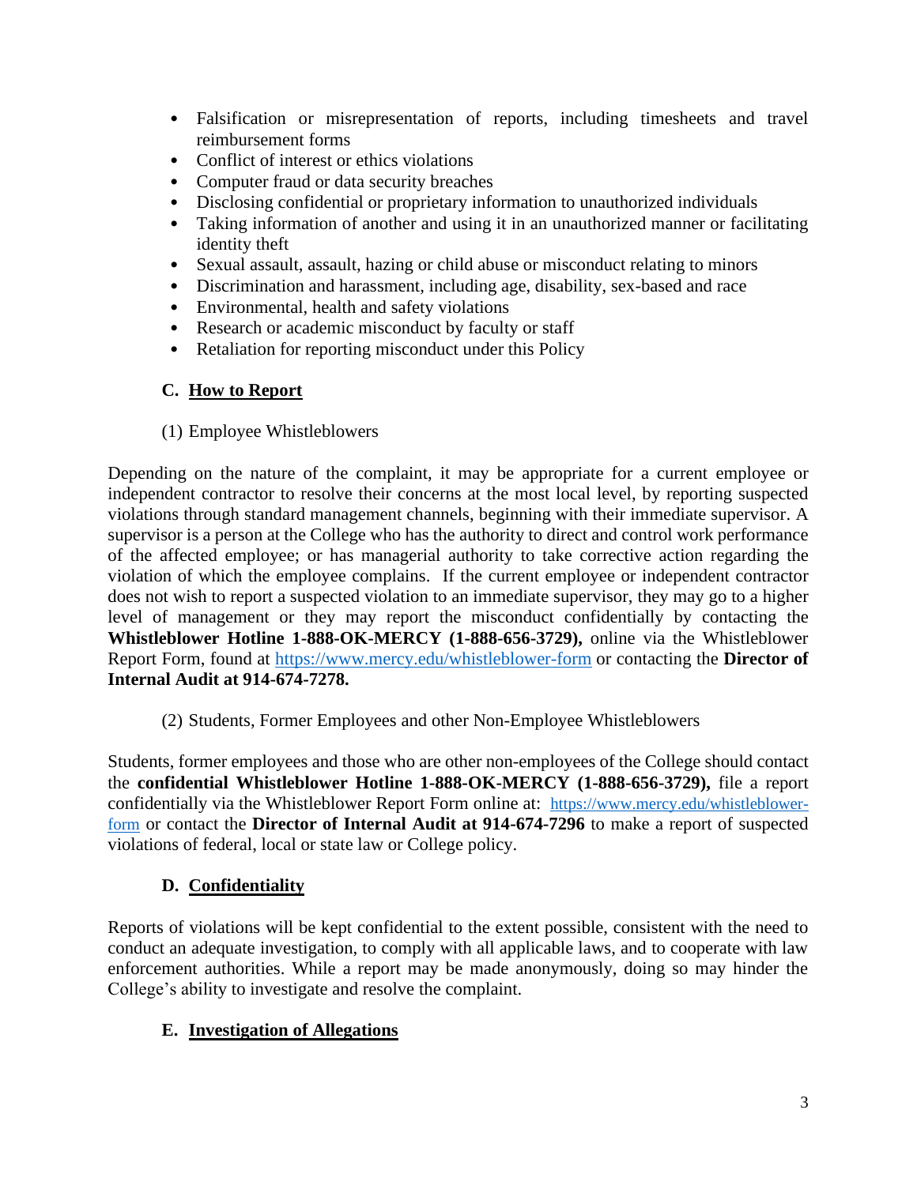- Falsification or misrepresentation of reports, including timesheets and travel reimbursement forms
- Conflict of interest or ethics violations
- Computer fraud or data security breaches
- Disclosing confidential or proprietary information to unauthorized individuals
- Taking information of another and using it in an unauthorized manner or facilitating identity theft
- Sexual assault, assault, hazing or child abuse or misconduct relating to minors
- Discrimination and harassment, including age, disability, sex-based and race
- Environmental, health and safety violations
- Research or academic misconduct by faculty or staff
- Retaliation for reporting misconduct under this Policy

### C. How to Report

(1) Employee Whistleblowers

Depending on the nature of the complaint, it may be appropriate for a current employee or independent contractor to resolve their concerns at the most local level, by reporting suspected violations through standard management channels, beginning with their immediate supervisor. A supervisor is a person at the College who has the authority to direct and control work performance of the affected employee; or has managerial authority to take corrective action regarding the violation of which the employee complains. If the current employee or independent contractor does not wish to report a suspected violation to an immediate supervisor, they may go to a higher level of management or they may report the misconduct confidentially by contacting the **Whistleblower Hotline 1-888-OK-MERCY (1-888-656-3729),** online via the Whistleblower Report Form, found at https://www.mercy.edu/whistleblower-form or contacting the **Director of Internal Audit at 914-674-7278.**

(2) Students, Former Employees and other Non-Employee Whistleblowers

Students, former employees and those who are other non-employees of the College should contact the **confidential Whistleblower Hotline 1-888-OK-MERCY (1-888-656-3729),** file a report confidentially via the Whistleblower Report Form online at: https://www.mercy.edu/whistleblower-form or contact the **Director of Internal Audit at 914-674-7296** to make a report of suspected violations of federal, local or state law or College policy.

### D. Confidentiality

Reports of violations will be kept confidential to the extent possible, consistent with the need to conduct an adequate investigation, to comply with all applicable laws, and to cooperate with law enforcement authorities. While a report may be made anonymously, doing so may hinder the College's ability to investigate and resolve the complaint.

### E. Investigation of Allegations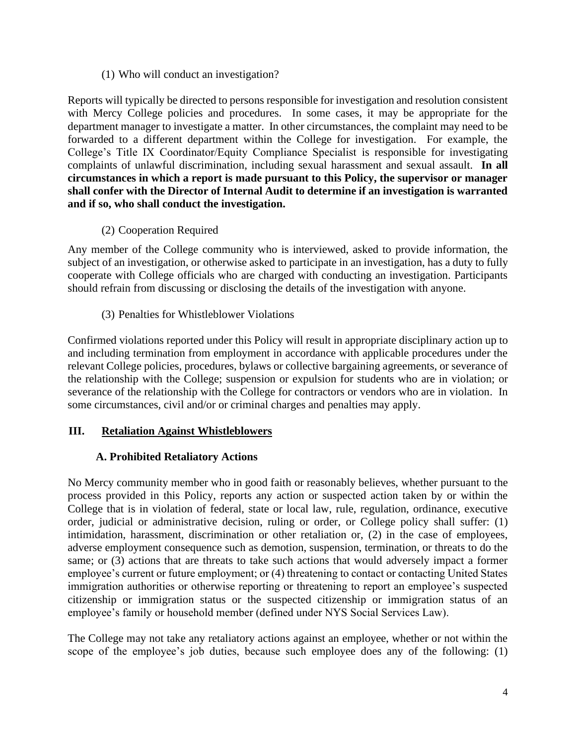(1) Who will conduct an investigation?

Reports will typically be directed to persons responsible for investigation and resolution consistent with Mercy College policies and procedures. In some cases, it may be appropriate for the department manager to investigate a matter. In other circumstances, the complaint may need to be forwarded to a different department within the College for investigation. For example, the College's Title IX Coordinator/Equity Compliance Specialist is responsible for investigating complaints of unlawful discrimination, including sexual harassment and sexual assault. **In all circumstances in which a report is made pursuant to this Policy, the supervisor or manager shall confer with the Director of Internal Audit to determine if an investigation is warranted and if so, who shall conduct the investigation.**

(2) Cooperation Required

Any member of the College community who is interviewed, asked to provide information, the subject of an investigation, or otherwise asked to participate in an investigation, has a duty to fully cooperate with College officials who are charged with conducting an investigation. Participants should refrain from discussing or disclosing the details of the investigation with anyone.

(3) Penalties for Whistleblower Violations

Confirmed violations reported under this Policy will result in appropriate disciplinary action up to and including termination from employment in accordance with applicable procedures under the relevant College policies, procedures, bylaws or collective bargaining agreements, or severance of the relationship with the College; suspension or expulsion for students who are in violation; or severance of the relationship with the College for contractors or vendors who are in violation. In some circumstances, civil and/or or criminal charges and penalties may apply.

## III. <u>Retaliation Against Whistleblowers</u>

### A. Prohibited Retaliatory Actions

No Mercy community member who in good faith or reasonably believes, whether pursuant to the process provided in this Policy, reports any action or suspected action taken by or within the College that is in violation of federal, state or local law, rule, regulation, ordinance, executive order, judicial or administrative decision, ruling or order, or College policy shall suffer: (1) intimidation, harassment, discrimination or other retaliation or, (2) in the case of employees, adverse employment consequence such as demotion, suspension, termination, or threats to do the same; or (3) actions that are threats to take such actions that would adversely impact a former employee's current or future employment; or (4) threatening to contact or contacting United States immigration authorities or otherwise reporting or threatening to report an employee's suspected citizenship or immigration status or the suspected citizenship or immigration status of an employee's family or household member (defined under NYS Social Services Law).

The College may not take any retaliatory actions against an employee, whether or not within the scope of the employee's job duties, because such employee does any of the following: (1)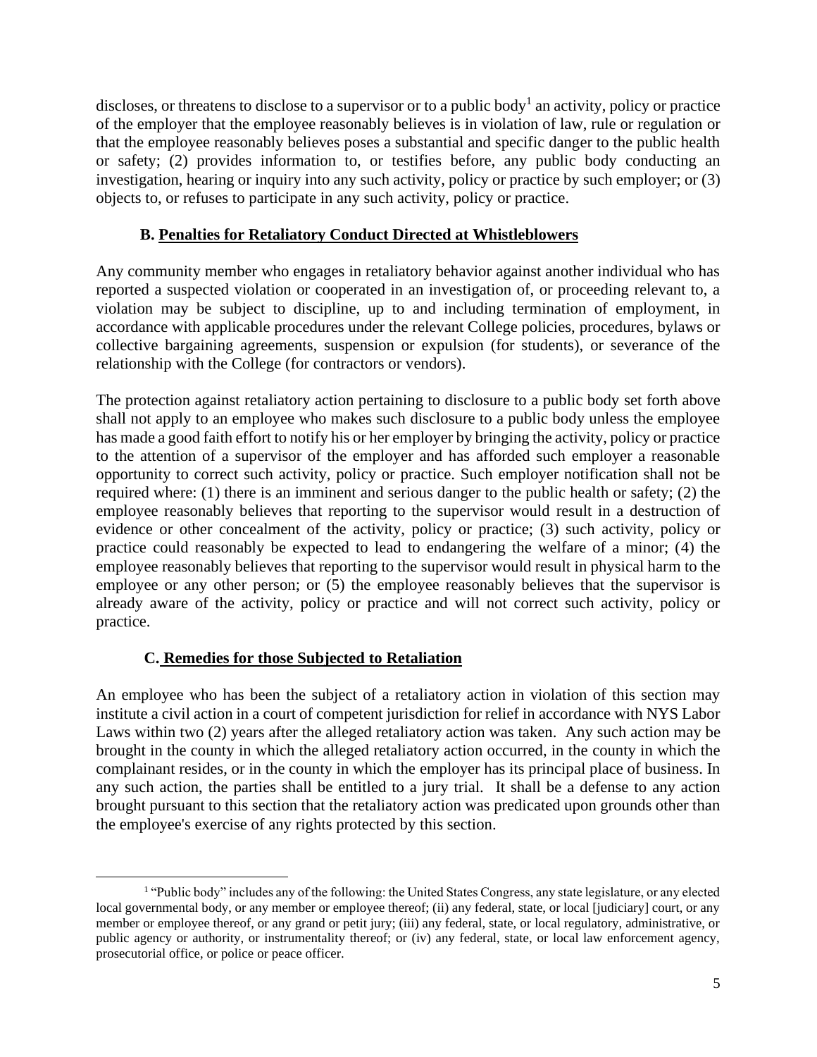discloses, or threatens to disclose to a supervisor or to a public body[1] an activity, policy or practice of the employer that the employee reasonably believes is in violation of law, rule or regulation or that the employee reasonably believes poses a substantial and specific danger to the public health or safety; (2) provides information to, or testifies before, any public body conducting an investigation, hearing or inquiry into any such activity, policy or practice by such employer; or (3) objects to, or refuses to participate in any such activity, policy or practice.

### B. Penalties for Retaliatory Conduct Directed at Whistleblowers

Any community member who engages in retaliatory behavior against another individual who has reported a suspected violation or cooperated in an investigation of, or proceeding relevant to, a violation may be subject to discipline, up to and including termination of employment, in accordance with applicable procedures under the relevant College policies, procedures, bylaws or collective bargaining agreements, suspension or expulsion (for students), or severance of the relationship with the College (for contractors or vendors).

The protection against retaliatory action pertaining to disclosure to a public body set forth above shall not apply to an employee who makes such disclosure to a public body unless the employee has made a good faith effort to notify his or her employer by bringing the activity, policy or practice to the attention of a supervisor of the employer and has afforded such employer a reasonable opportunity to correct such activity, policy or practice. Such employer notification shall not be required where: (1) there is an imminent and serious danger to the public health or safety; (2) the employee reasonably believes that reporting to the supervisor would result in a destruction of evidence or other concealment of the activity, policy or practice; (3) such activity, policy or practice could reasonably be expected to lead to endangering the welfare of a minor; (4) the employee reasonably believes that reporting to the supervisor would result in physical harm to the employee or any other person; or (5) the employee reasonably believes that the supervisor is already aware of the activity, policy or practice and will not correct such activity, policy or practice.

### C. Remedies for those Subjected to Retaliation

An employee who has been the subject of a retaliatory action in violation of this section may institute a civil action in a court of competent jurisdiction for relief in accordance with NYS Labor Laws within two (2) years after the alleged retaliatory action was taken. Any such action may be brought in the county in which the alleged retaliatory action occurred, in the county in which the complainant resides, or in the county in which the employer has its principal place of business. In any such action, the parties shall be entitled to a jury trial. It shall be a defense to any action brought pursuant to this section that the retaliatory action was predicated upon grounds other than the employee's exercise of any rights protected by this section.

---

[1] "Public body" includes any of the following: the United States Congress, any state legislature, or any elected local governmental body, or any member or employee thereof; (ii) any federal, state, or local [judiciary] court, or any member or employee thereof, or any grand or petit jury; (iii) any federal, state, or local regulatory, administrative, or public agency or authority, or instrumentality thereof; or (iv) any federal, state, or local law enforcement agency, prosecutorial office, or police or peace officer.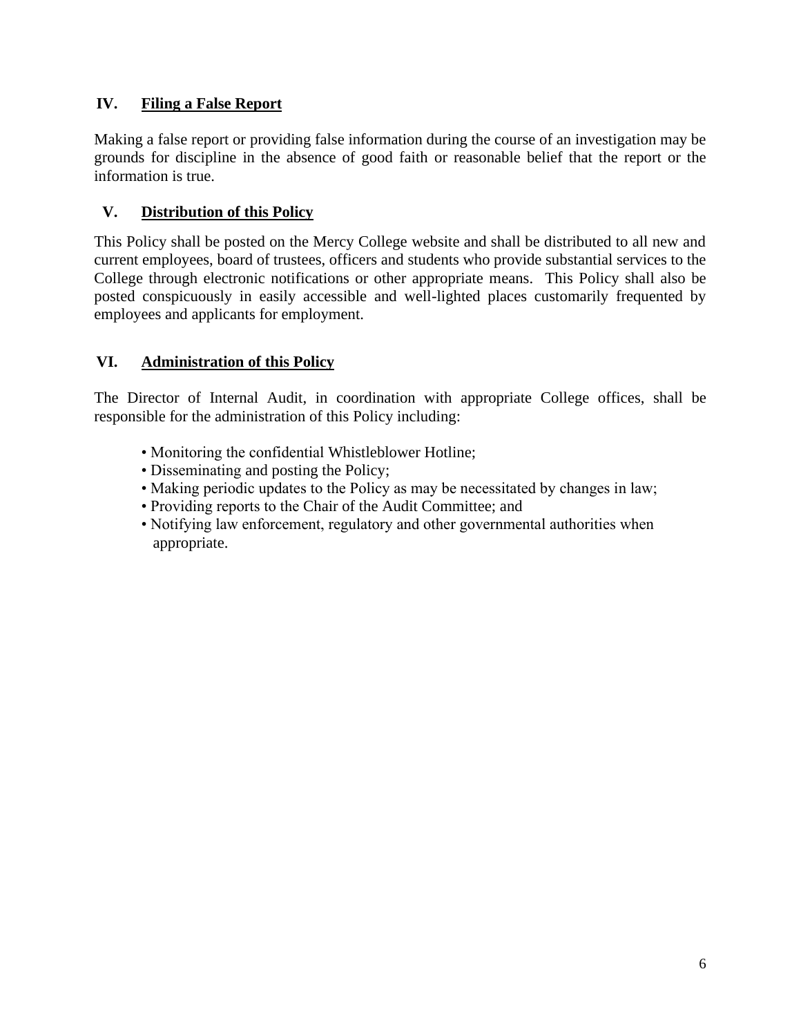## IV. Filing a False Report

Making a false report or providing false information during the course of an investigation may be grounds for discipline in the absence of good faith or reasonable belief that the report or the information is true.

## V. Distribution of this Policy

This Policy shall be posted on the Mercy College website and shall be distributed to all new and current employees, board of trustees, officers and students who provide substantial services to the College through electronic notifications or other appropriate means. This Policy shall also be posted conspicuously in easily accessible and well-lighted places customarily frequented by employees and applicants for employment.

## VI. Administration of this Policy

The Director of Internal Audit, in coordination with appropriate College offices, shall be responsible for the administration of this Policy including:

- Monitoring the confidential Whistleblower Hotline;
- Disseminating and posting the Policy;
- Making periodic updates to the Policy as may be necessitated by changes in law;
- Providing reports to the Chair of the Audit Committee; and
- Notifying law enforcement, regulatory and other governmental authorities when appropriate.